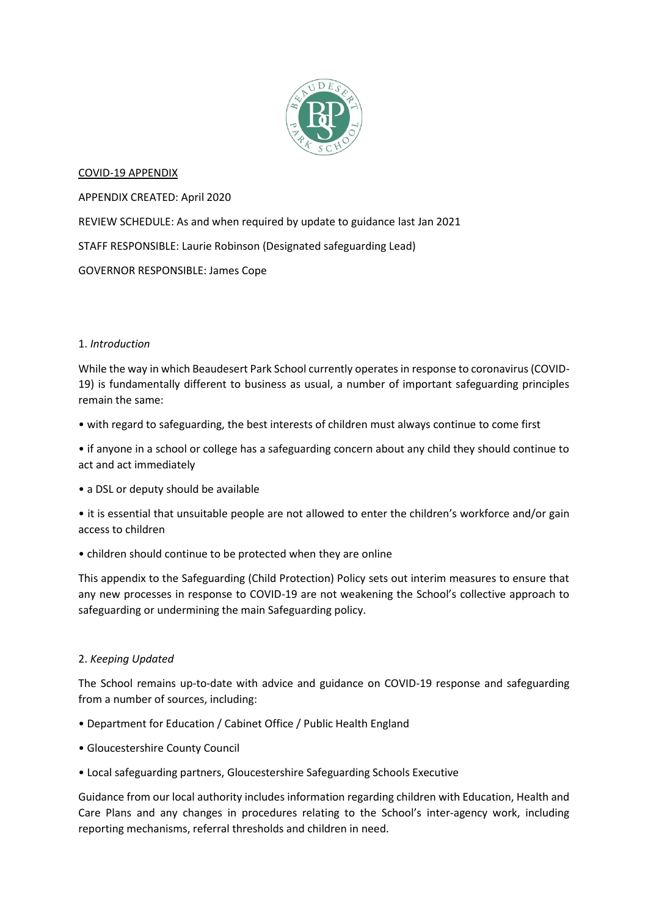<u>COVID-19 APPENDIX</u>

APPENDIX CREATED: April 2020

REVIEW SCHEDULE: As and when required by update to guidance last Jan 2021

STAFF RESPONSIBLE: Laurie Robinson (Designated safeguarding Lead)

GOVERNOR RESPONSIBLE: James Cope

1. *Introduction*

While the way in which Beaudesert Park School currently operates in response to coronavirus (COVID-19) is fundamentally different to business as usual, a number of important safeguarding principles remain the same:

- with regard to safeguarding, the best interests of children must always continue to come first
- if anyone in a school or college has a safeguarding concern about any child they should continue to act and act immediately
- a DSL or deputy should be available
- it is essential that unsuitable people are not allowed to enter the children's workforce and/or gain access to children
- children should continue to be protected when they are online

This appendix to the Safeguarding (Child Protection) Policy sets out interim measures to ensure that any new processes in response to COVID-19 are not weakening the School's collective approach to safeguarding or undermining the main Safeguarding policy.

2. *Keeping Updated*

The School remains up-to-date with advice and guidance on COVID-19 response and safeguarding from a number of sources, including:

- Department for Education / Cabinet Office / Public Health England
- Gloucestershire County Council
- Local safeguarding partners, Gloucestershire Safeguarding Schools Executive

Guidance from our local authority includes information regarding children with Education, Health and Care Plans and any changes in procedures relating to the School's inter-agency work, including reporting mechanisms, referral thresholds and children in need.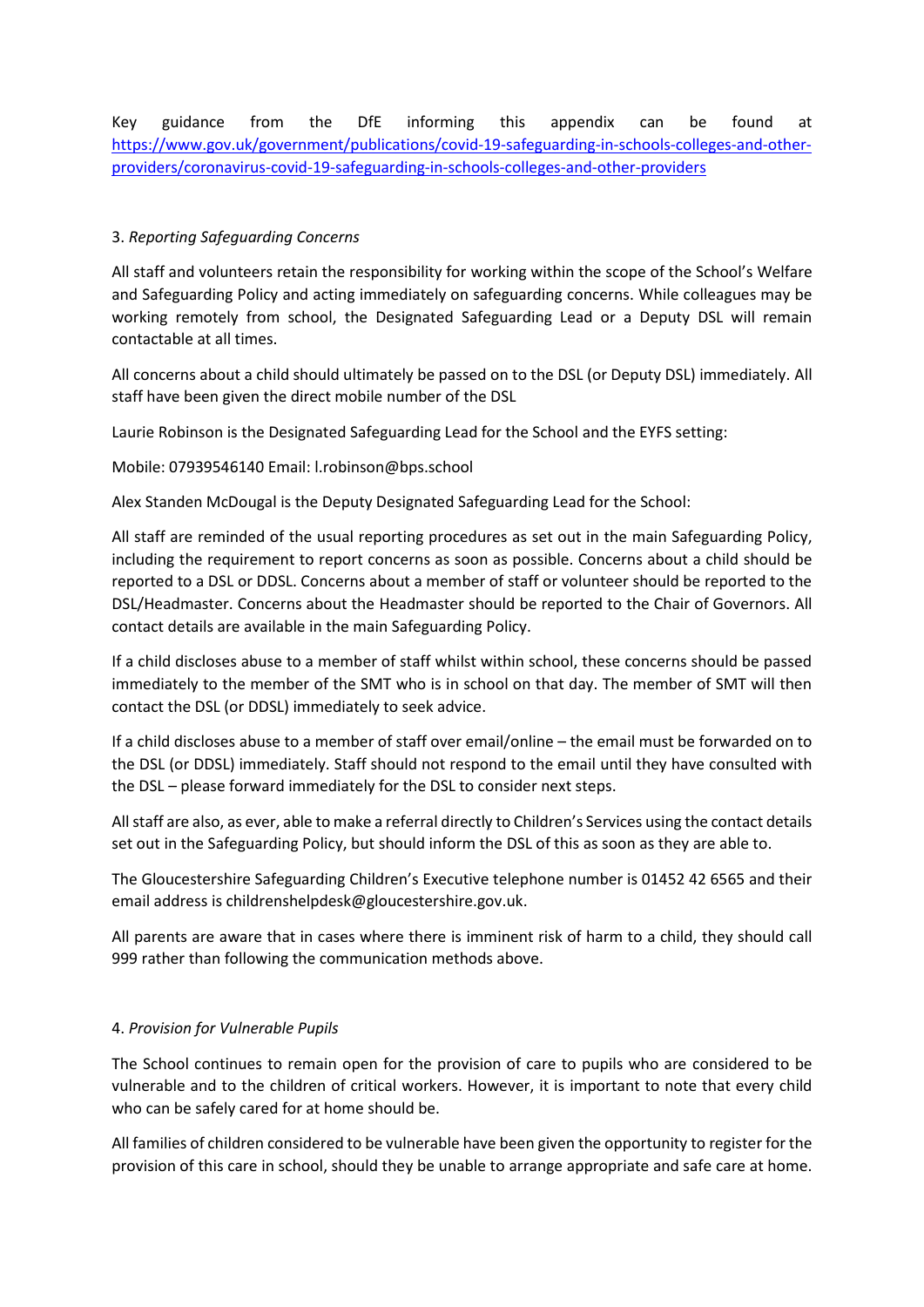Key guidance from the DfE informing this appendix can be found at https://www.gov.uk/government/publications/covid-19-safeguarding-in-schools-colleges-and-other-providers/coronavirus-covid-19-safeguarding-in-schools-colleges-and-other-providers

3. *Reporting Safeguarding Concerns*

All staff and volunteers retain the responsibility for working within the scope of the School's Welfare and Safeguarding Policy and acting immediately on safeguarding concerns. While colleagues may be working remotely from school, the Designated Safeguarding Lead or a Deputy DSL will remain contactable at all times.

All concerns about a child should ultimately be passed on to the DSL (or Deputy DSL) immediately. All staff have been given the direct mobile number of the DSL

Laurie Robinson is the Designated Safeguarding Lead for the School and the EYFS setting:

Mobile: 07939546140 Email: l.robinson@bps.school

Alex Standen McDougal is the Deputy Designated Safeguarding Lead for the School:

All staff are reminded of the usual reporting procedures as set out in the main Safeguarding Policy, including the requirement to report concerns as soon as possible. Concerns about a child should be reported to a DSL or DDSL. Concerns about a member of staff or volunteer should be reported to the DSL/Headmaster. Concerns about the Headmaster should be reported to the Chair of Governors. All contact details are available in the main Safeguarding Policy.

If a child discloses abuse to a member of staff whilst within school, these concerns should be passed immediately to the member of the SMT who is in school on that day. The member of SMT will then contact the DSL (or DDSL) immediately to seek advice.

If a child discloses abuse to a member of staff over email/online – the email must be forwarded on to the DSL (or DDSL) immediately. Staff should not respond to the email until they have consulted with the DSL – please forward immediately for the DSL to consider next steps.

All staff are also, as ever, able to make a referral directly to Children's Services using the contact details set out in the Safeguarding Policy, but should inform the DSL of this as soon as they are able to.

The Gloucestershire Safeguarding Children's Executive telephone number is 01452 42 6565 and their email address is childrenshelpdesk@gloucestershire.gov.uk.

All parents are aware that in cases where there is imminent risk of harm to a child, they should call 999 rather than following the communication methods above.

4. *Provision for Vulnerable Pupils*

The School continues to remain open for the provision of care to pupils who are considered to be vulnerable and to the children of critical workers. However, it is important to note that every child who can be safely cared for at home should be.

All families of children considered to be vulnerable have been given the opportunity to register for the provision of this care in school, should they be unable to arrange appropriate and safe care at home.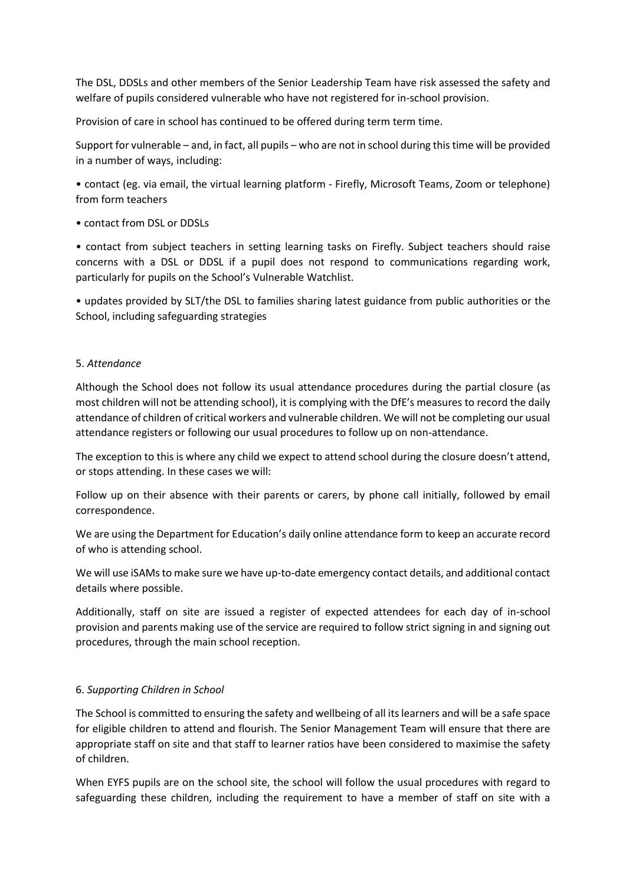The DSL, DDSLs and other members of the Senior Leadership Team have risk assessed the safety and welfare of pupils considered vulnerable who have not registered for in-school provision.

Provision of care in school has continued to be offered during term term time.

Support for vulnerable – and, in fact, all pupils – who are not in school during this time will be provided in a number of ways, including:

• contact (eg. via email, the virtual learning platform - Firefly, Microsoft Teams, Zoom or telephone) from form teachers

• contact from DSL or DDSLs

• contact from subject teachers in setting learning tasks on Firefly. Subject teachers should raise concerns with a DSL or DDSL if a pupil does not respond to communications regarding work, particularly for pupils on the School's Vulnerable Watchlist.

• updates provided by SLT/the DSL to families sharing latest guidance from public authorities or the School, including safeguarding strategies

5. *Attendance*

Although the School does not follow its usual attendance procedures during the partial closure (as most children will not be attending school), it is complying with the DfE's measures to record the daily attendance of children of critical workers and vulnerable children. We will not be completing our usual attendance registers or following our usual procedures to follow up on non-attendance.

The exception to this is where any child we expect to attend school during the closure doesn't attend, or stops attending. In these cases we will:

Follow up on their absence with their parents or carers, by phone call initially, followed by email correspondence.

We are using the Department for Education's daily online attendance form to keep an accurate record of who is attending school.

We will use iSAMs to make sure we have up-to-date emergency contact details, and additional contact details where possible.

Additionally, staff on site are issued a register of expected attendees for each day of in-school provision and parents making use of the service are required to follow strict signing in and signing out procedures, through the main school reception.

6. *Supporting Children in School*

The School is committed to ensuring the safety and wellbeing of all its learners and will be a safe space for eligible children to attend and flourish. The Senior Management Team will ensure that there are appropriate staff on site and that staff to learner ratios have been considered to maximise the safety of children.

When EYFS pupils are on the school site, the school will follow the usual procedures with regard to safeguarding these children, including the requirement to have a member of staff on site with a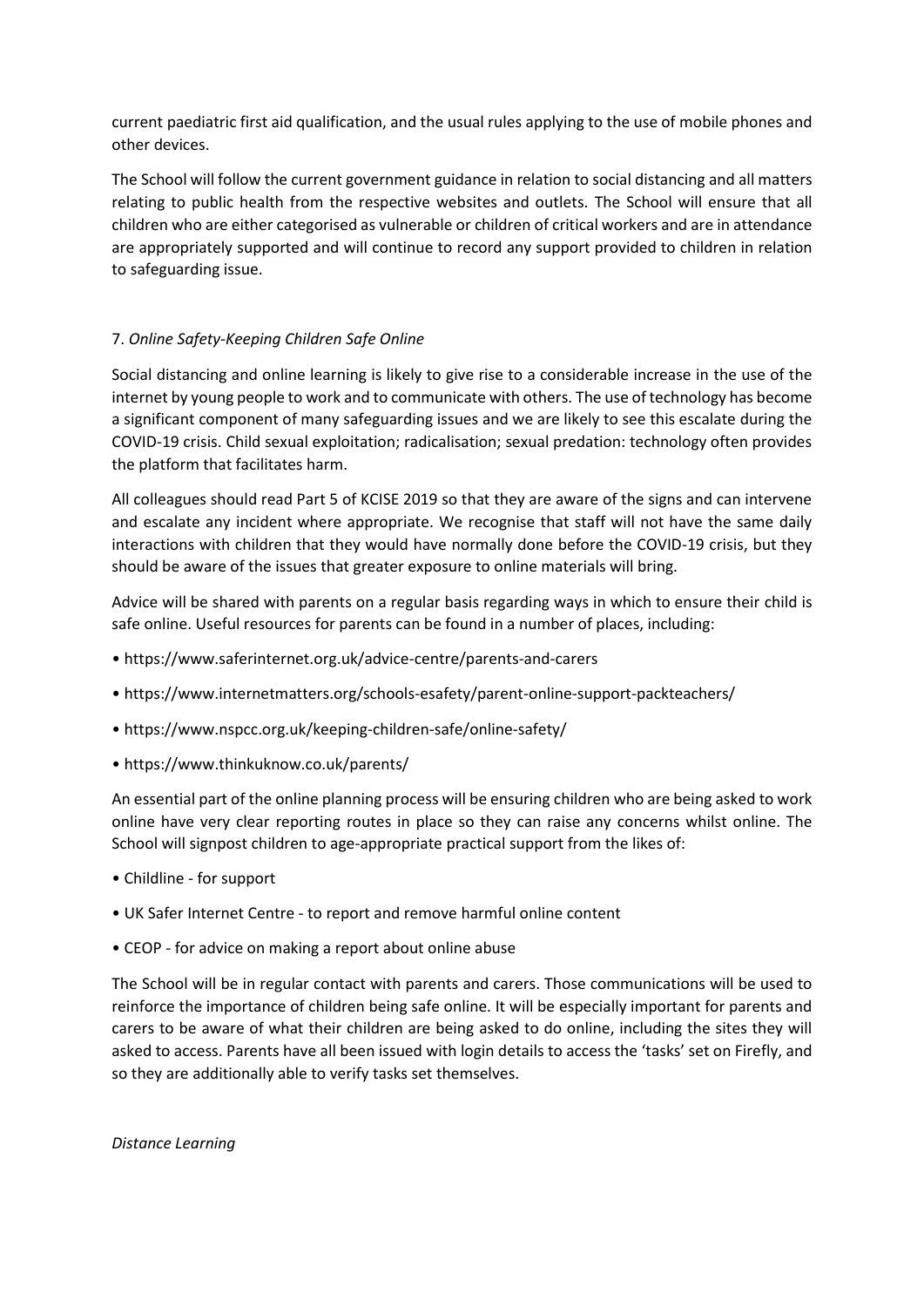current paediatric first aid qualification, and the usual rules applying to the use of mobile phones and other devices.

The School will follow the current government guidance in relation to social distancing and all matters relating to public health from the respective websites and outlets. The School will ensure that all children who are either categorised as vulnerable or children of critical workers and are in attendance are appropriately supported and will continue to record any support provided to children in relation to safeguarding issue.

7. *Online Safety-Keeping Children Safe Online*

Social distancing and online learning is likely to give rise to a considerable increase in the use of the internet by young people to work and to communicate with others. The use of technology has become a significant component of many safeguarding issues and we are likely to see this escalate during the COVID-19 crisis. Child sexual exploitation; radicalisation; sexual predation: technology often provides the platform that facilitates harm.

All colleagues should read Part 5 of KCISE 2019 so that they are aware of the signs and can intervene and escalate any incident where appropriate. We recognise that staff will not have the same daily interactions with children that they would have normally done before the COVID-19 crisis, but they should be aware of the issues that greater exposure to online materials will bring.

Advice will be shared with parents on a regular basis regarding ways in which to ensure their child is safe online. Useful resources for parents can be found in a number of places, including:

- https://www.saferinternet.org.uk/advice-centre/parents-and-carers
- https://www.internetmatters.org/schools-esafety/parent-online-support-packteachers/
- https://www.nspcc.org.uk/keeping-children-safe/online-safety/
- https://www.thinkuknow.co.uk/parents/

An essential part of the online planning process will be ensuring children who are being asked to work online have very clear reporting routes in place so they can raise any concerns whilst online. The School will signpost children to age-appropriate practical support from the likes of:

- Childline - for support
- UK Safer Internet Centre - to report and remove harmful online content
- CEOP - for advice on making a report about online abuse

The School will be in regular contact with parents and carers. Those communications will be used to reinforce the importance of children being safe online. It will be especially important for parents and carers to be aware of what their children are being asked to do online, including the sites they will asked to access. Parents have all been issued with login details to access the 'tasks' set on Firefly, and so they are additionally able to verify tasks set themselves.

*Distance Learning*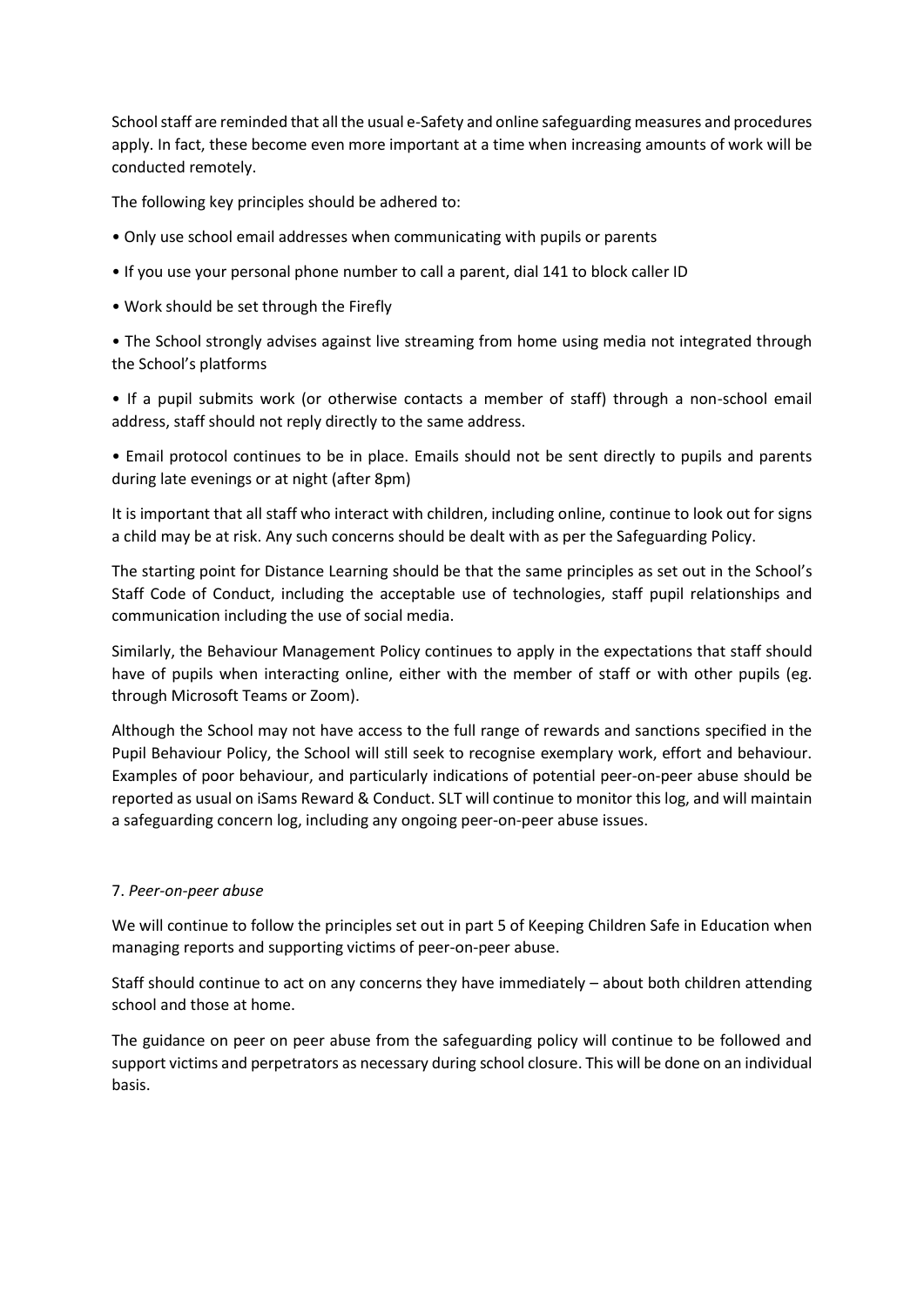School staff are reminded that all the usual e-Safety and online safeguarding measures and procedures apply. In fact, these become even more important at a time when increasing amounts of work will be conducted remotely.

The following key principles should be adhered to:

- Only use school email addresses when communicating with pupils or parents
- If you use your personal phone number to call a parent, dial 141 to block caller ID
- Work should be set through the Firefly
- The School strongly advises against live streaming from home using media not integrated through the School's platforms
- If a pupil submits work (or otherwise contacts a member of staff) through a non-school email address, staff should not reply directly to the same address.
- Email protocol continues to be in place. Emails should not be sent directly to pupils and parents during late evenings or at night (after 8pm)

It is important that all staff who interact with children, including online, continue to look out for signs a child may be at risk. Any such concerns should be dealt with as per the Safeguarding Policy.

The starting point for Distance Learning should be that the same principles as set out in the School's Staff Code of Conduct, including the acceptable use of technologies, staff pupil relationships and communication including the use of social media.

Similarly, the Behaviour Management Policy continues to apply in the expectations that staff should have of pupils when interacting online, either with the member of staff or with other pupils (eg. through Microsoft Teams or Zoom).

Although the School may not have access to the full range of rewards and sanctions specified in the Pupil Behaviour Policy, the School will still seek to recognise exemplary work, effort and behaviour. Examples of poor behaviour, and particularly indications of potential peer-on-peer abuse should be reported as usual on iSams Reward & Conduct. SLT will continue to monitor this log, and will maintain a safeguarding concern log, including any ongoing peer-on-peer abuse issues.

7. *Peer-on-peer abuse*

We will continue to follow the principles set out in part 5 of Keeping Children Safe in Education when managing reports and supporting victims of peer-on-peer abuse.

Staff should continue to act on any concerns they have immediately – about both children attending school and those at home.

The guidance on peer on peer abuse from the safeguarding policy will continue to be followed and support victims and perpetrators as necessary during school closure. This will be done on an individual basis.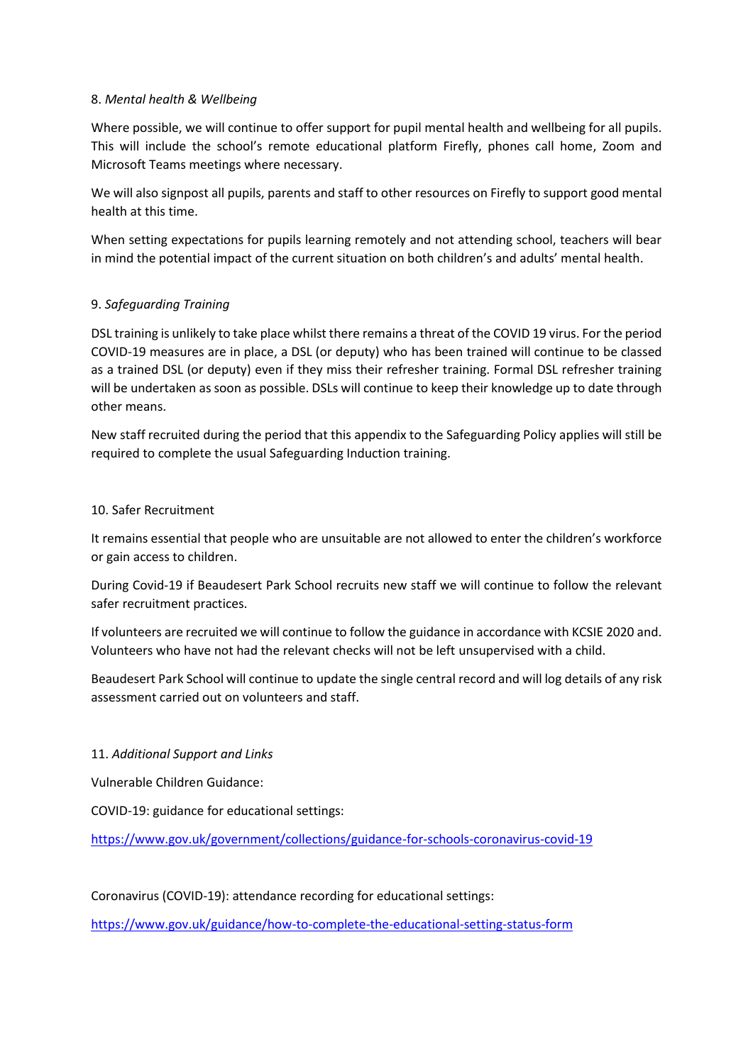8. *Mental health & Wellbeing*

Where possible, we will continue to offer support for pupil mental health and wellbeing for all pupils. This will include the school's remote educational platform Firefly, phones call home, Zoom and Microsoft Teams meetings where necessary.

We will also signpost all pupils, parents and staff to other resources on Firefly to support good mental health at this time.

When setting expectations for pupils learning remotely and not attending school, teachers will bear in mind the potential impact of the current situation on both children's and adults' mental health.

9. *Safeguarding Training*

DSL training is unlikely to take place whilst there remains a threat of the COVID 19 virus. For the period COVID-19 measures are in place, a DSL (or deputy) who has been trained will continue to be classed as a trained DSL (or deputy) even if they miss their refresher training. Formal DSL refresher training will be undertaken as soon as possible. DSLs will continue to keep their knowledge up to date through other means.

New staff recruited during the period that this appendix to the Safeguarding Policy applies will still be required to complete the usual Safeguarding Induction training.

10. Safer Recruitment

It remains essential that people who are unsuitable are not allowed to enter the children's workforce or gain access to children.

During Covid-19 if Beaudesert Park School recruits new staff we will continue to follow the relevant safer recruitment practices.

If volunteers are recruited we will continue to follow the guidance in accordance with KCSIE 2020 and. Volunteers who have not had the relevant checks will not be left unsupervised with a child.

Beaudesert Park School will continue to update the single central record and will log details of any risk assessment carried out on volunteers and staff.

11. *Additional Support and Links*

Vulnerable Children Guidance:

COVID-19: guidance for educational settings:

https://www.gov.uk/government/collections/guidance-for-schools-coronavirus-covid-19

Coronavirus (COVID-19): attendance recording for educational settings:

https://www.gov.uk/guidance/how-to-complete-the-educational-setting-status-form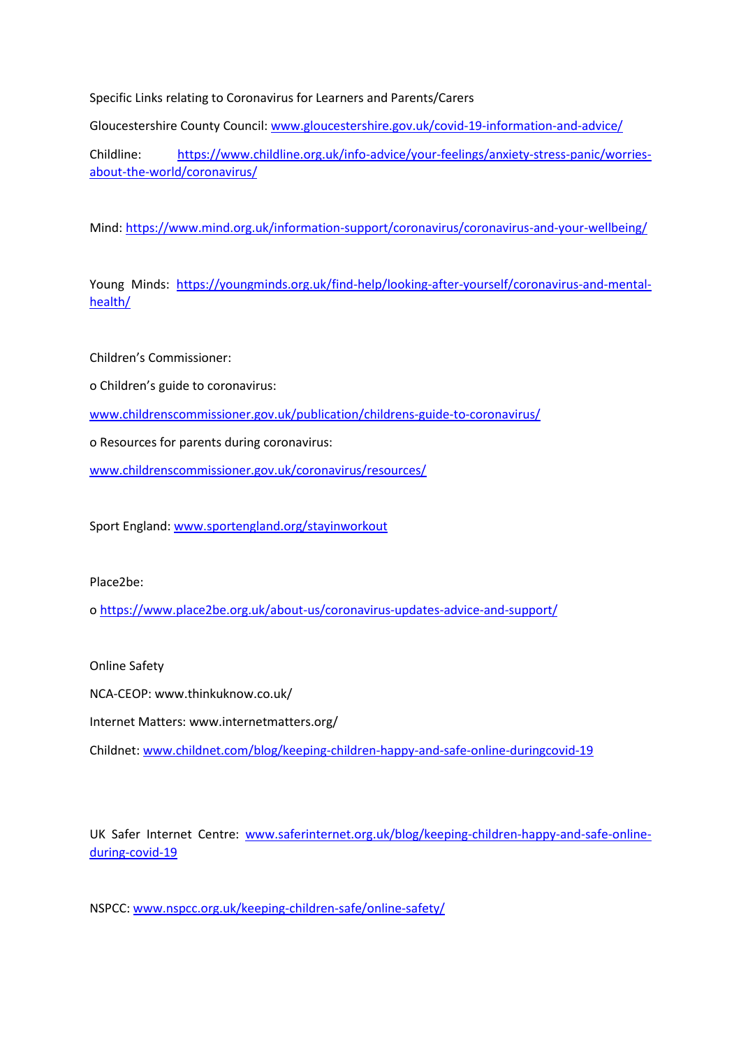Specific Links relating to Coronavirus for Learners and Parents/Carers

Gloucestershire County Council: [www.gloucestershire.gov.uk/covid-19-information-and-advice/](http://www.gloucestershire.gov.uk/covid-19-information-and-advice/)

Childline: [https://www.childline.org.uk/info-advice/your-feelings/anxiety-stress-panic/worries-about-the-world/coronavirus/](https://www.childline.org.uk/info-advice/your-feelings/anxiety-stress-panic/worries-about-the-world/coronavirus/)

Mind: [https://www.mind.org.uk/information-support/coronavirus/coronavirus-and-your-wellbeing/](https://www.mind.org.uk/information-support/coronavirus/coronavirus-and-your-wellbeing/)

Young Minds: [https://youngminds.org.uk/find-help/looking-after-yourself/coronavirus-and-mental-health/](https://youngminds.org.uk/find-help/looking-after-yourself/coronavirus-and-mental-health/)

Children's Commissioner:

o Children's guide to coronavirus:

[www.childrenscommissioner.gov.uk/publication/childrens-guide-to-coronavirus/](http://www.childrenscommissioner.gov.uk/publication/childrens-guide-to-coronavirus/)

o Resources for parents during coronavirus:

[www.childrenscommissioner.gov.uk/coronavirus/resources/](http://www.childrenscommissioner.gov.uk/coronavirus/resources/)

Sport England: [www.sportengland.org/stayinworkout](http://www.sportengland.org/stayinworkout)

Place2be:

o [https://www.place2be.org.uk/about-us/coronavirus-updates-advice-and-support/](https://www.place2be.org.uk/about-us/coronavirus-updates-advice-and-support/)

Online Safety

NCA-CEOP: www.thinkuknow.co.uk/

Internet Matters: www.internetmatters.org/

Childnet: [www.childnet.com/blog/keeping-children-happy-and-safe-online-duringcovid-19](http://www.childnet.com/blog/keeping-children-happy-and-safe-online-duringcovid-19)

UK Safer Internet Centre: [www.saferinternet.org.uk/blog/keeping-children-happy-and-safe-online-during-covid-19](http://www.saferinternet.org.uk/blog/keeping-children-happy-and-safe-online-during-covid-19)

NSPCC: [www.nspcc.org.uk/keeping-children-safe/online-safety/](http://www.nspcc.org.uk/keeping-children-safe/online-safety/)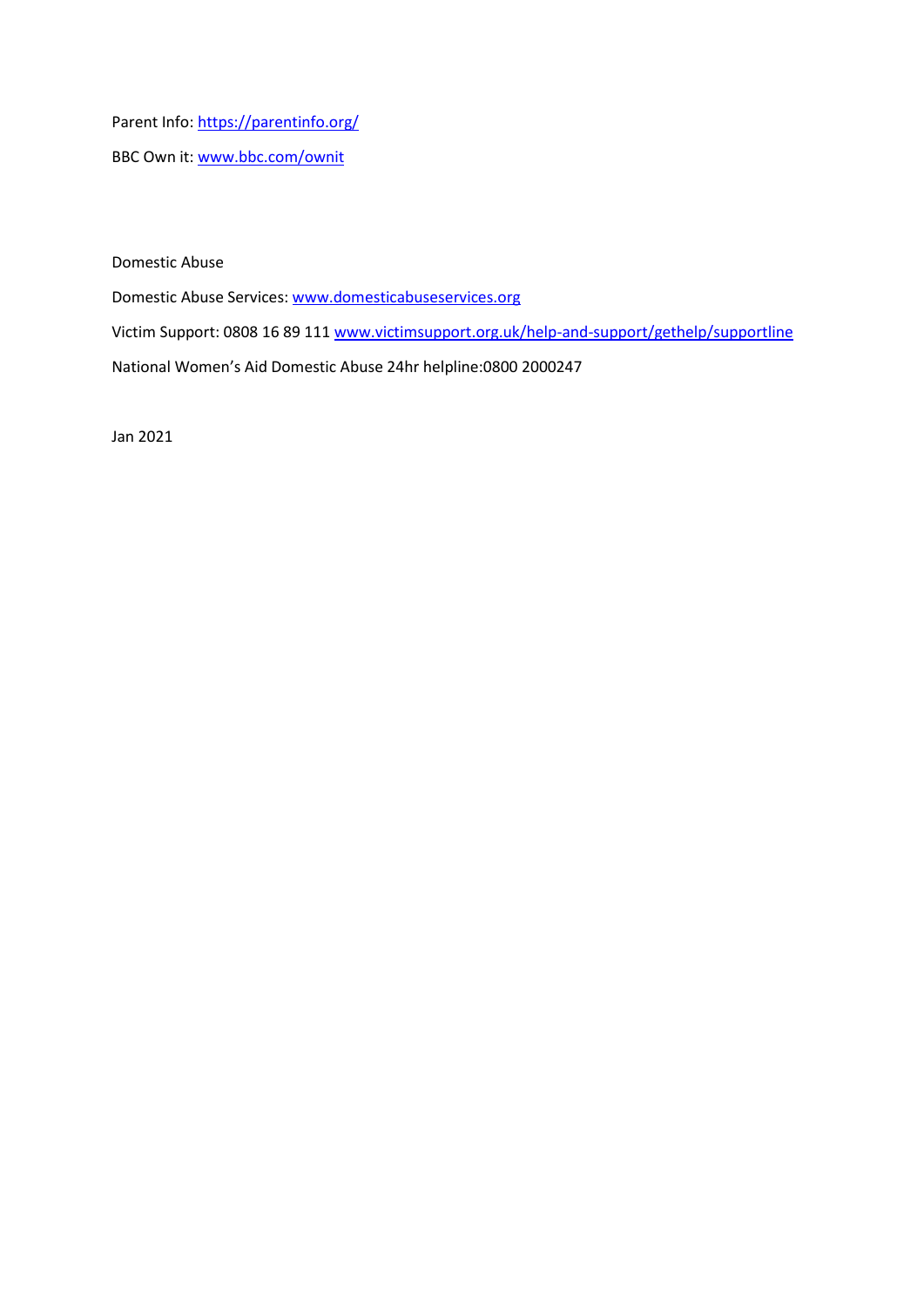Parent Info: https://parentinfo.org/

BBC Own it: www.bbc.com/ownit

Domestic Abuse

Domestic Abuse Services: www.domesticabuseservices.org

Victim Support: 0808 16 89 111 www.victimsupport.org.uk/help-and-support/gethelp/supportline

National Women's Aid Domestic Abuse 24hr helpline:0800 2000247

Jan 2021